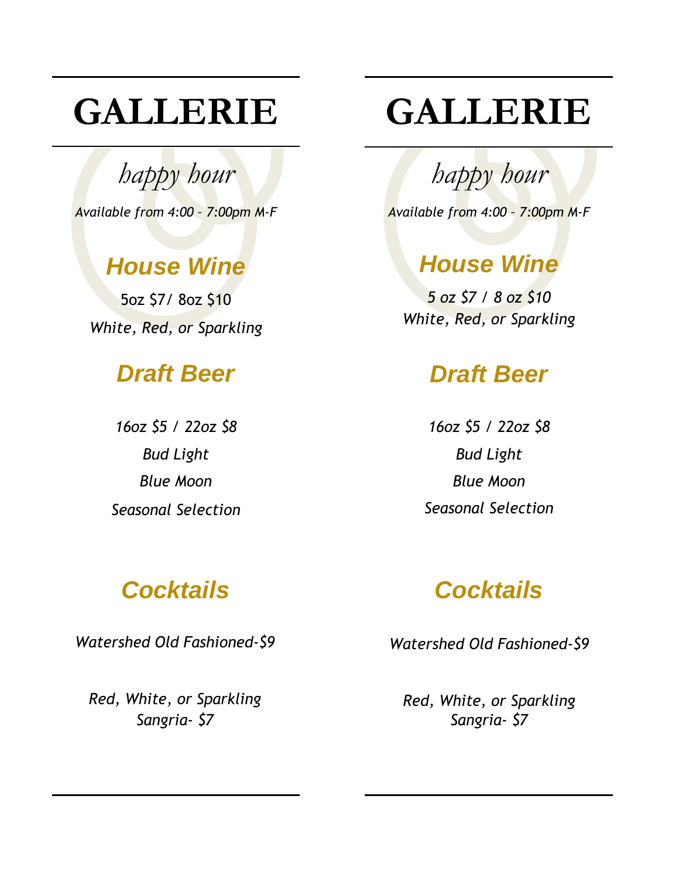# GALLERIE

*happy hour*

*Available from 4:00 – 7:00pm M-F*

## House Wine

5oz $7/ 8oz $10

*White, Red, or Sparkling*

## Draft Beer

*16oz $5 / 22oz $8*

*Bud Light*

*Blue Moon*

*Seasonal Selection*

## Cocktails

*Watershed Old Fashioned-$9*

*Red, White, or Sparkling Sangria- $7*

# GALLERIE

*happy hour*

*Available from 4:00 – 7:00pm M-F*

## House Wine

*5 oz $7 / 8 oz $10*

*White, Red, or Sparkling*

## Draft Beer

*16oz $5 / 22oz $8*

*Bud Light*

*Blue Moon*

*Seasonal Selection*

## Cocktails

*Watershed Old Fashioned-$9*

*Red, White, or Sparkling Sangria- $7*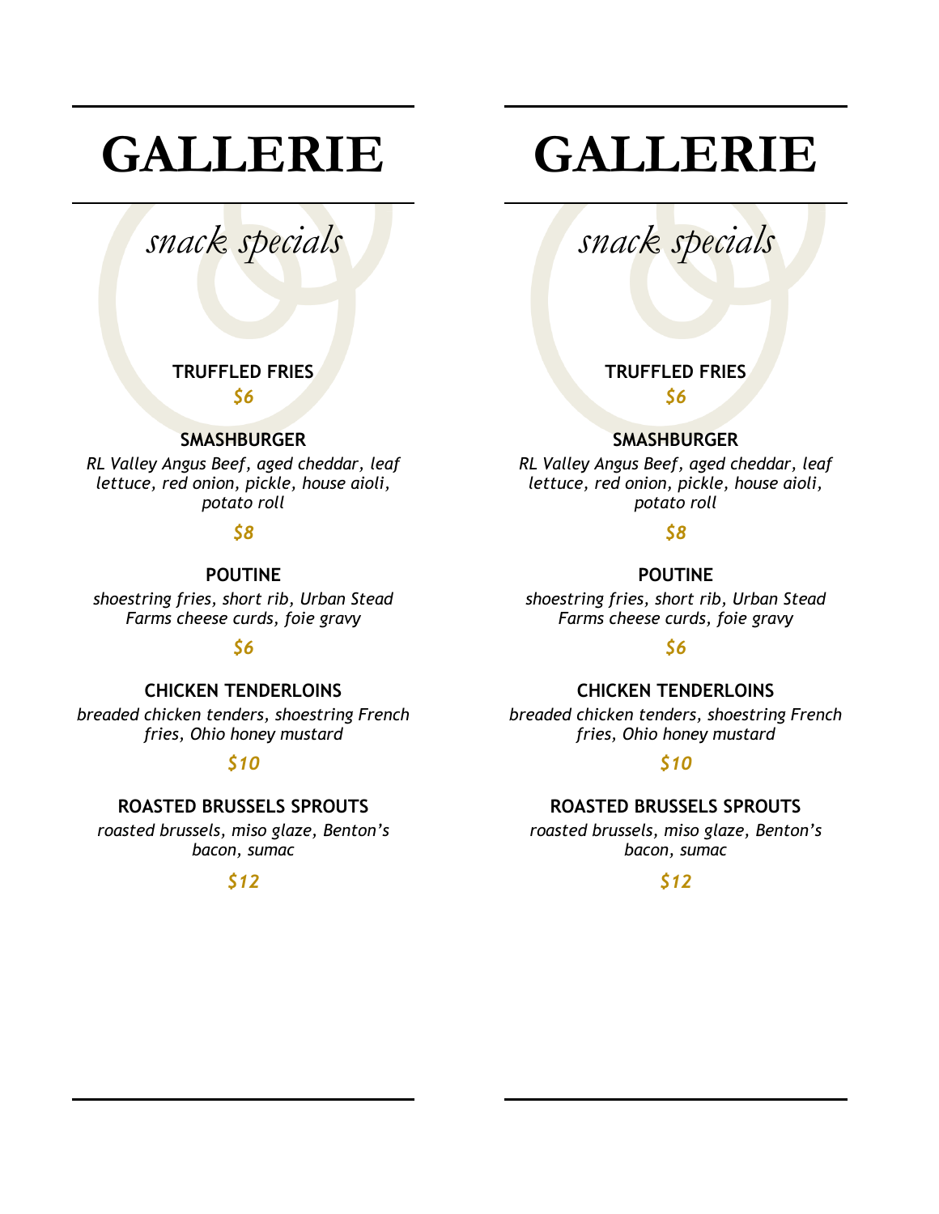# GALLERIE

## *snack specials*

**TRUFFLED FRIES**

*$6*

**SMASHBURGER**

*RL Valley Angus Beef, aged cheddar, leaf lettuce, red onion, pickle, house aioli, potato roll*

*$8*

**POUTINE**

*shoestring fries, short rib, Urban Stead Farms cheese curds, foie gravy*

*$6*

**CHICKEN TENDERLOINS**

*breaded chicken tenders, shoestring French fries, Ohio honey mustard*

*$10*

**ROASTED BRUSSELS SPROUTS**

*roasted brussels, miso glaze, Benton's bacon, sumac*

*$12*

# GALLERIE

## *snack specials*

**TRUFFLED FRIES**

*$6*

**SMASHBURGER**

*RL Valley Angus Beef, aged cheddar, leaf lettuce, red onion, pickle, house aioli, potato roll*

*$8*

**POUTINE**

*shoestring fries, short rib, Urban Stead Farms cheese curds, foie gravy*

*$6*

**CHICKEN TENDERLOINS**

*breaded chicken tenders, shoestring French fries, Ohio honey mustard*

*$10*

**ROASTED BRUSSELS SPROUTS**

*roasted brussels, miso glaze, Benton's bacon, sumac*

*$12*